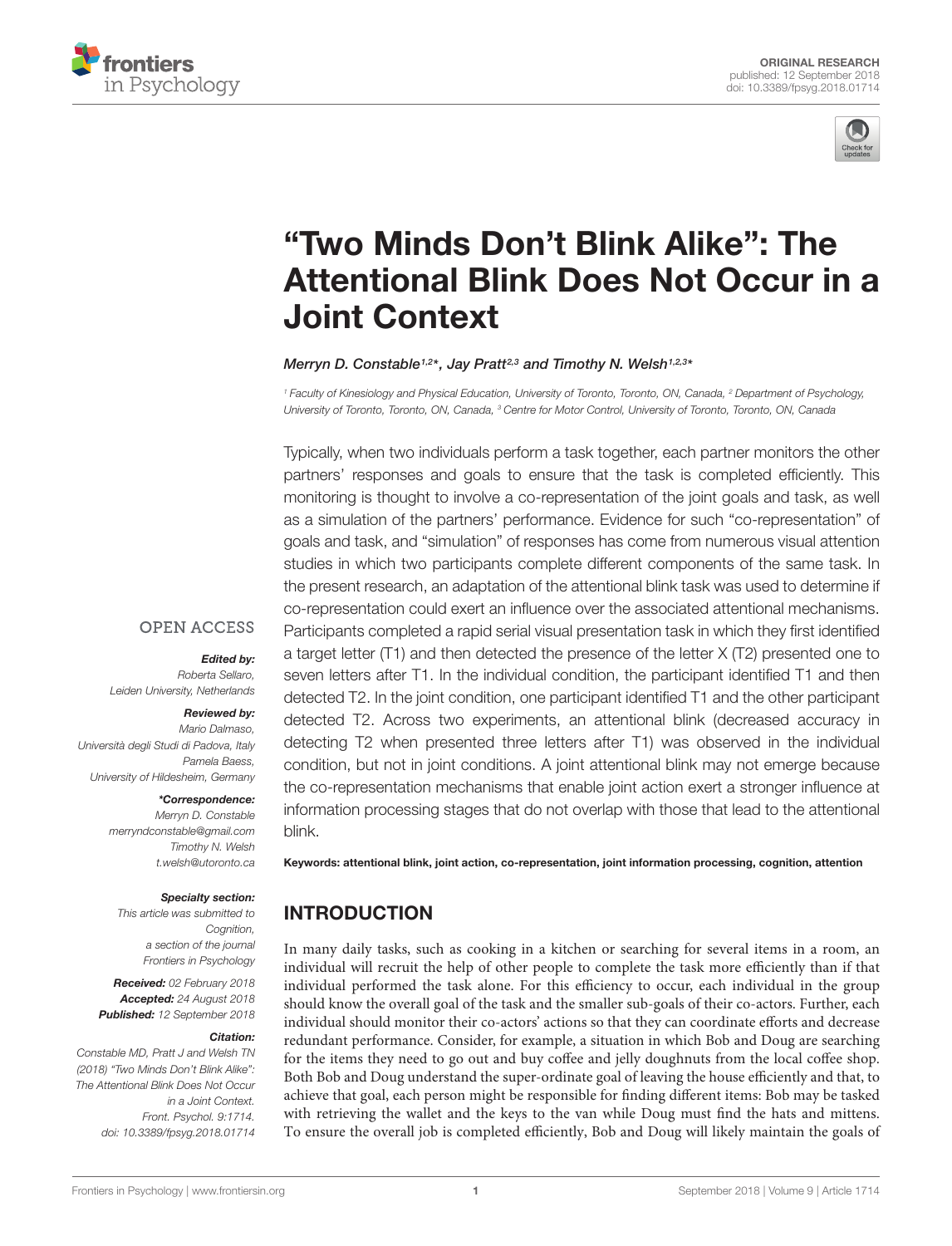ORIGINAL RESEARCH
published: 12 September 2018
doi: 10.3389/fpsyg.2018.01714

# "Two Minds Don't Blink Alike": The Attentional Blink Does Not Occur in a Joint Context

*Merryn D. Constable[1,2]\*, Jay Pratt[2,3] and Timothy N. Welsh[1,2,3]\**

[1] Faculty of Kinesiology and Physical Education, University of Toronto, Toronto, ON, Canada, [2] Department of Psychology, University of Toronto, Toronto, ON, Canada, [3] Centre for Motor Control, University of Toronto, Toronto, ON, Canada

Typically, when two individuals perform a task together, each partner monitors the other partners' responses and goals to ensure that the task is completed efficiently. This monitoring is thought to involve a co-representation of the joint goals and task, as well as a simulation of the partners' performance. Evidence for such "co-representation" of goals and task, and "simulation" of responses has come from numerous visual attention studies in which two participants complete different components of the same task. In the present research, an adaptation of the attentional blink task was used to determine if co-representation could exert an influence over the associated attentional mechanisms. Participants completed a rapid serial visual presentation task in which they first identified a target letter (T1) and then detected the presence of the letter X (T2) presented one to seven letters after T1. In the individual condition, the participant identified T1 and then detected T2. In the joint condition, one participant identified T1 and the other participant detected T2. Across two experiments, an attentional blink (decreased accuracy in detecting T2 when presented three letters after T1) was observed in the individual condition, but not in joint conditions. A joint attentional blink may not emerge because the co-representation mechanisms that enable joint action exert a stronger influence at information processing stages that do not overlap with those that lead to the attentional blink.

**Keywords: attentional blink, joint action, co-representation, joint information processing, cognition, attention**

OPEN ACCESS

***Edited by:***
*Roberta Sellaro,*
*Leiden University, Netherlands*

***Reviewed by:***
*Mario Dalmaso,*
*Università degli Studi di Padova, Italy*
*Pamela Baess,*
*University of Hildesheim, Germany*

***\*Correspondence:***
*Merryn D. Constable*
*merryndconstable@gmail.com*
*Timothy N. Welsh*
*t.welsh@utoronto.ca*

***Specialty section:***
*This article was submitted to Cognition, a section of the journal Frontiers in Psychology*

***Received:*** *02 February 2018*
***Accepted:*** *24 August 2018*
***Published:*** *12 September 2018*

***Citation:***
*Constable MD, Pratt J and Welsh TN (2018) "Two Minds Don't Blink Alike": The Attentional Blink Does Not Occur in a Joint Context. Front. Psychol. 9:1714. doi: 10.3389/fpsyg.2018.01714*

## INTRODUCTION

In many daily tasks, such as cooking in a kitchen or searching for several items in a room, an individual will recruit the help of other people to complete the task more efficiently than if that individual performed the task alone. For this efficiency to occur, each individual in the group should know the overall goal of the task and the smaller sub-goals of their co-actors. Further, each individual should monitor their co-actors' actions so that they can coordinate efforts and decrease redundant performance. Consider, for example, a situation in which Bob and Doug are searching for the items they need to go out and buy coffee and jelly doughnuts from the local coffee shop. Both Bob and Doug understand the super-ordinate goal of leaving the house efficiently and that, to achieve that goal, each person might be responsible for finding different items: Bob may be tasked with retrieving the wallet and the keys to the van while Doug must find the hats and mittens. To ensure the overall job is completed efficiently, Bob and Doug will likely maintain the goals of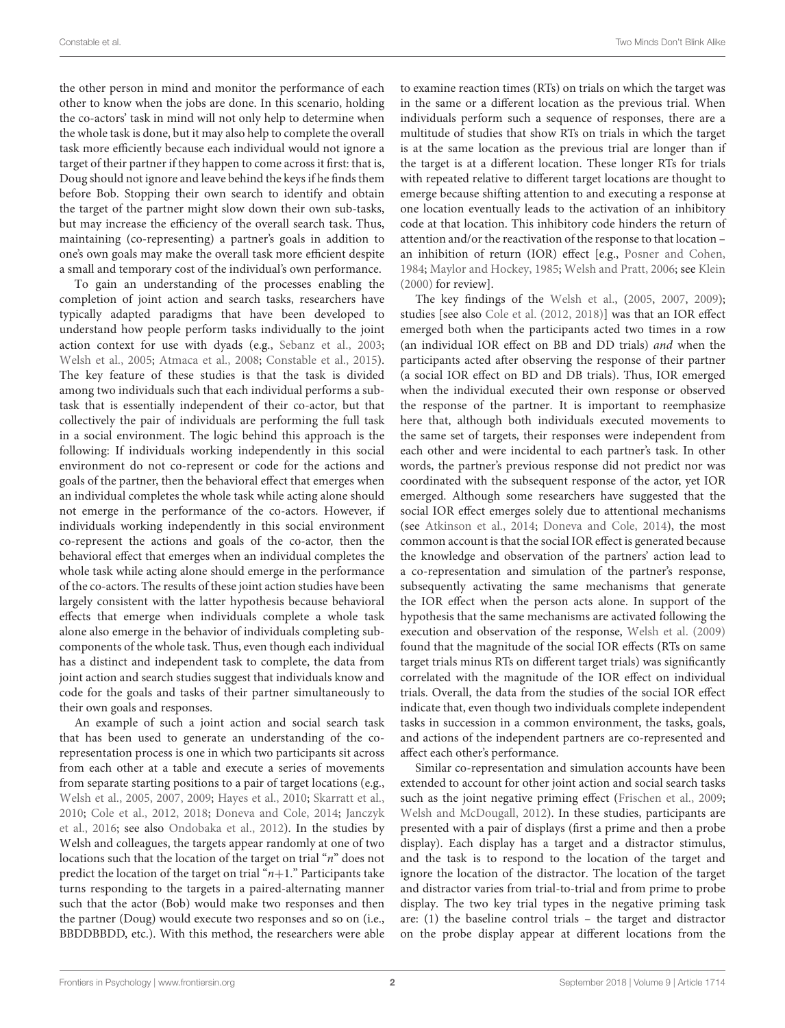the other person in mind and monitor the performance of each other to know when the jobs are done. In this scenario, holding the co-actors' task in mind will not only help to determine when the whole task is done, but it may also help to complete the overall task more efficiently because each individual would not ignore a target of their partner if they happen to come across it first: that is, Doug should not ignore and leave behind the keys if he finds them before Bob. Stopping their own search to identify and obtain the target of the partner might slow down their own sub-tasks, but may increase the efficiency of the overall search task. Thus, maintaining (co-representing) a partner's goals in addition to one's own goals may make the overall task more efficient despite a small and temporary cost of the individual's own performance.

To gain an understanding of the processes enabling the completion of joint action and search tasks, researchers have typically adapted paradigms that have been developed to understand how people perform tasks individually to the joint action context for use with dyads (e.g., Sebanz et al., 2003; Welsh et al., 2005; Atmaca et al., 2008; Constable et al., 2015). The key feature of these studies is that the task is divided among two individuals such that each individual performs a sub-task that is essentially independent of their co-actor, but that collectively the pair of individuals are performing the full task in a social environment. The logic behind this approach is the following: If individuals working independently in this social environment do not co-represent or code for the actions and goals of the partner, then the behavioral effect that emerges when an individual completes the whole task while acting alone should not emerge in the performance of the co-actors. However, if individuals working independently in this social environment co-represent the actions and goals of the co-actor, then the behavioral effect that emerges when an individual completes the whole task while acting alone should emerge in the performance of the co-actors. The results of these joint action studies have been largely consistent with the latter hypothesis because behavioral effects that emerge when individuals complete a whole task alone also emerge in the behavior of individuals completing sub-components of the whole task. Thus, even though each individual has a distinct and independent task to complete, the data from joint action and search studies suggest that individuals know and code for the goals and tasks of their partner simultaneously to their own goals and responses.

An example of such a joint action and social search task that has been used to generate an understanding of the co-representation process is one in which two participants sit across from each other at a table and execute a series of movements from separate starting positions to a pair of target locations (e.g., Welsh et al., 2005, 2007, 2009; Hayes et al., 2010; Skarratt et al., 2010; Cole et al., 2012, 2018; Doneva and Cole, 2014; Janczyk et al., 2016; see also Ondobaka et al., 2012). In the studies by Welsh and colleagues, the targets appear randomly at one of two locations such that the location of the target on trial "*n*" does not predict the location of the target on trial "*n*+1." Participants take turns responding to the targets in a paired-alternating manner such that the actor (Bob) would make two responses and then the partner (Doug) would execute two responses and so on (i.e., BBDDBBDD, etc.). With this method, the researchers were able to examine reaction times (RTs) on trials on which the target was in the same or a different location as the previous trial. When individuals perform such a sequence of responses, there are a multitude of studies that show RTs on trials in which the target is at the same location as the previous trial are longer than if the target is at a different location. These longer RTs for trials with repeated relative to different target locations are thought to emerge because shifting attention to and executing a response at one location eventually leads to the activation of an inhibitory code at that location. This inhibitory code hinders the return of attention and/or the reactivation of the response to that location – an inhibition of return (IOR) effect [e.g., Posner and Cohen, 1984; Maylor and Hockey, 1985; Welsh and Pratt, 2006; see Klein (2000) for review].

The key findings of the Welsh et al., (2005, 2007, 2009); studies [see also Cole et al. (2012, 2018)] was that an IOR effect emerged both when the participants acted two times in a row (an individual IOR effect on BB and DD trials) *and* when the participants acted after observing the response of their partner (a social IOR effect on BD and DB trials). Thus, IOR emerged when the individual executed their own response or observed the response of the partner. It is important to reemphasize here that, although both individuals executed movements to the same set of targets, their responses were independent from each other and were incidental to each partner's task. In other words, the partner's previous response did not predict nor was coordinated with the subsequent response of the actor, yet IOR emerged. Although some researchers have suggested that the social IOR effect emerges solely due to attentional mechanisms (see Atkinson et al., 2014; Doneva and Cole, 2014), the most common account is that the social IOR effect is generated because the knowledge and observation of the partners' action lead to a co-representation and simulation of the partner's response, subsequently activating the same mechanisms that generate the IOR effect when the person acts alone. In support of the hypothesis that the same mechanisms are activated following the execution and observation of the response, Welsh et al. (2009) found that the magnitude of the social IOR effects (RTs on same target trials minus RTs on different target trials) was significantly correlated with the magnitude of the IOR effect on individual trials. Overall, the data from the studies of the social IOR effect indicate that, even though two individuals complete independent tasks in succession in a common environment, the tasks, goals, and actions of the independent partners are co-represented and affect each other's performance.

Similar co-representation and simulation accounts have been extended to account for other joint action and social search tasks such as the joint negative priming effect (Frischen et al., 2009; Welsh and McDougall, 2012). In these studies, participants are presented with a pair of displays (first a prime and then a probe display). Each display has a target and a distractor stimulus, and the task is to respond to the location of the target and ignore the location of the distractor. The location of the target and distractor varies from trial-to-trial and from prime to probe display. The two key trial types in the negative priming task are: (1) the baseline control trials – the target and distractor on the probe display appear at different locations from the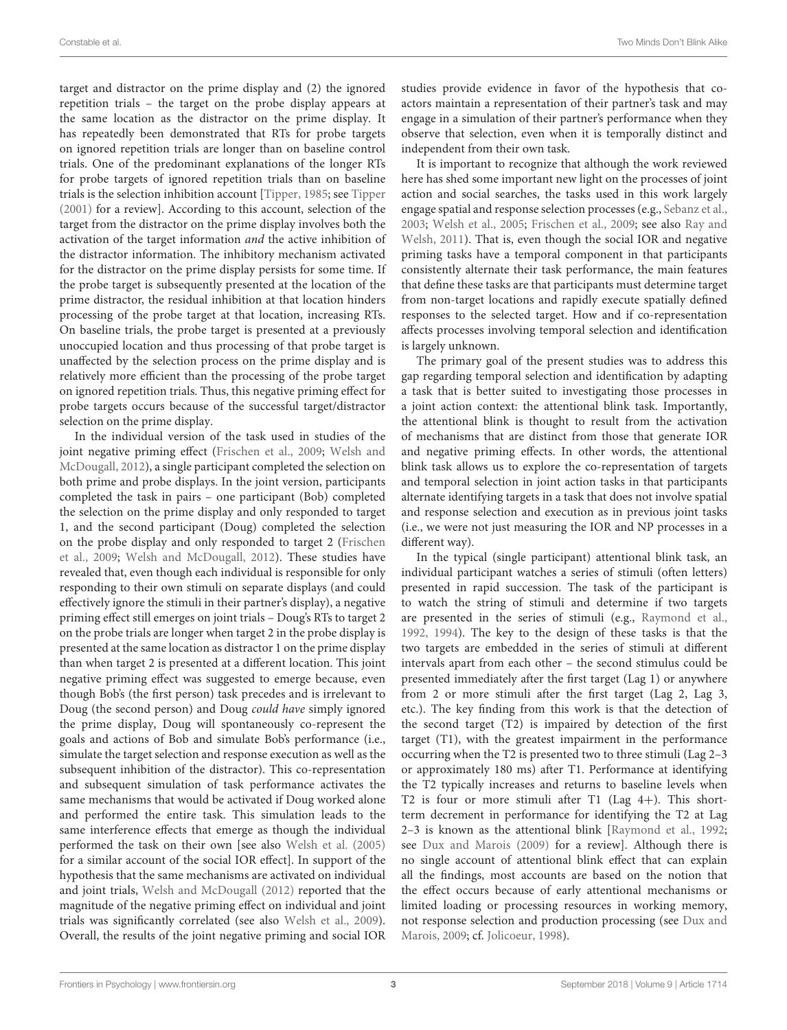target and distractor on the prime display and (2) the ignored repetition trials – the target on the probe display appears at the same location as the distractor on the prime display. It has repeatedly been demonstrated that RTs for probe targets on ignored repetition trials are longer than on baseline control trials. One of the predominant explanations of the longer RTs for probe targets of ignored repetition trials than on baseline trials is the selection inhibition account [Tipper, 1985; see Tipper (2001) for a review]. According to this account, selection of the target from the distractor on the prime display involves both the activation of the target information *and* the active inhibition of the distractor information. The inhibitory mechanism activated for the distractor on the prime display persists for some time. If the probe target is subsequently presented at the location of the prime distractor, the residual inhibition at that location hinders processing of the probe target at that location, increasing RTs. On baseline trials, the probe target is presented at a previously unoccupied location and thus processing of that probe target is unaffected by the selection process on the prime display and is relatively more efficient than the processing of the probe target on ignored repetition trials. Thus, this negative priming effect for probe targets occurs because of the successful target/distractor selection on the prime display.

In the individual version of the task used in studies of the joint negative priming effect (Frischen et al., 2009; Welsh and McDougall, 2012), a single participant completed the selection on both prime and probe displays. In the joint version, participants completed the task in pairs – one participant (Bob) completed the selection on the prime display and only responded to target 1, and the second participant (Doug) completed the selection on the probe display and only responded to target 2 (Frischen et al., 2009; Welsh and McDougall, 2012). These studies have revealed that, even though each individual is responsible for only responding to their own stimuli on separate displays (and could effectively ignore the stimuli in their partner's display), a negative priming effect still emerges on joint trials – Doug's RTs to target 2 on the probe trials are longer when target 2 in the probe display is presented at the same location as distractor 1 on the prime display than when target 2 is presented at a different location. This joint negative priming effect was suggested to emerge because, even though Bob's (the first person) task precedes and is irrelevant to Doug (the second person) and Doug *could have* simply ignored the prime display, Doug will spontaneously co-represent the goals and actions of Bob and simulate Bob's performance (i.e., simulate the target selection and response execution as well as the subsequent inhibition of the distractor). This co-representation and subsequent simulation of task performance activates the same mechanisms that would be activated if Doug worked alone and performed the entire task. This simulation leads to the same interference effects that emerge as though the individual performed the task on their own [see also Welsh et al. (2005) for a similar account of the social IOR effect]. In support of the hypothesis that the same mechanisms are activated on individual and joint trials, Welsh and McDougall (2012) reported that the magnitude of the negative priming effect on individual and joint trials was significantly correlated (see also Welsh et al., 2009). Overall, the results of the joint negative priming and social IOR studies provide evidence in favor of the hypothesis that co-actors maintain a representation of their partner's task and may engage in a simulation of their partner's performance when they observe that selection, even when it is temporally distinct and independent from their own task.

It is important to recognize that although the work reviewed here has shed some important new light on the processes of joint action and social searches, the tasks used in this work largely engage spatial and response selection processes (e.g., Sebanz et al., 2003; Welsh et al., 2005; Frischen et al., 2009; see also Ray and Welsh, 2011). That is, even though the social IOR and negative priming tasks have a temporal component in that participants consistently alternate their task performance, the main features that define these tasks are that participants must determine target from non-target locations and rapidly execute spatially defined responses to the selected target. How and if co-representation affects processes involving temporal selection and identification is largely unknown.

The primary goal of the present studies was to address this gap regarding temporal selection and identification by adapting a task that is better suited to investigating those processes in a joint action context: the attentional blink task. Importantly, the attentional blink is thought to result from the activation of mechanisms that are distinct from those that generate IOR and negative priming effects. In other words, the attentional blink task allows us to explore the co-representation of targets and temporal selection in joint action tasks in that participants alternate identifying targets in a task that does not involve spatial and response selection and execution as in previous joint tasks (i.e., we were not just measuring the IOR and NP processes in a different way).

In the typical (single participant) attentional blink task, an individual participant watches a series of stimuli (often letters) presented in rapid succession. The task of the participant is to watch the string of stimuli and determine if two targets are presented in the series of stimuli (e.g., Raymond et al., 1992, 1994). The key to the design of these tasks is that the two targets are embedded in the series of stimuli at different intervals apart from each other – the second stimulus could be presented immediately after the first target (Lag 1) or anywhere from 2 or more stimuli after the first target (Lag 2, Lag 3, etc.). The key finding from this work is that the detection of the second target (T2) is impaired by detection of the first target (T1), with the greatest impairment in the performance occurring when the T2 is presented two to three stimuli (Lag 2–3 or approximately 180 ms) after T1. Performance at identifying the T2 typically increases and returns to baseline levels when T2 is four or more stimuli after T1 (Lag 4+). This short-term decrement in performance for identifying the T2 at Lag 2–3 is known as the attentional blink [Raymond et al., 1992; see Dux and Marois (2009) for a review]. Although there is no single account of attentional blink effect that can explain all the findings, most accounts are based on the notion that the effect occurs because of early attentional mechanisms or limited loading or processing resources in working memory, not response selection and production processing (see Dux and Marois, 2009; cf. Jolicoeur, 1998).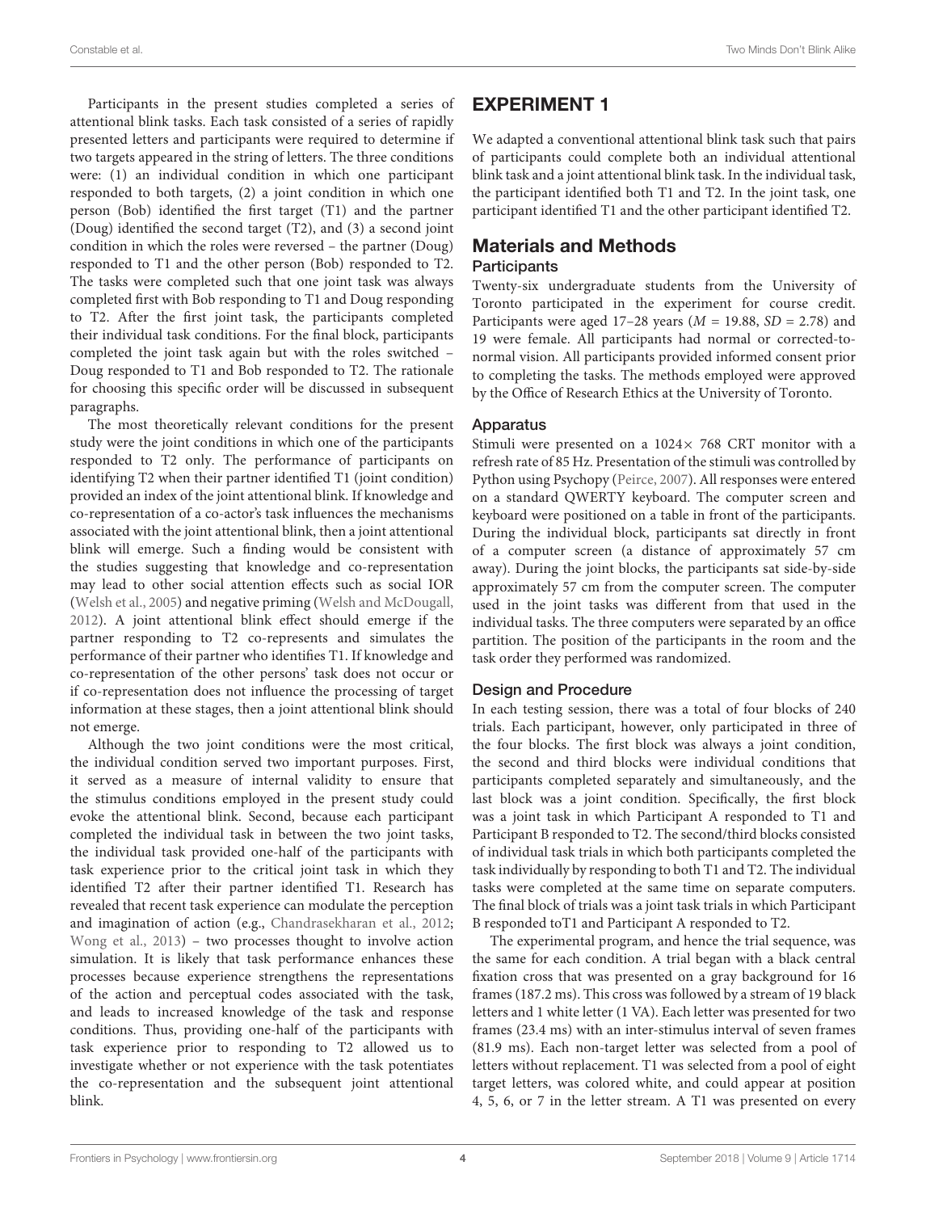Participants in the present studies completed a series of attentional blink tasks. Each task consisted of a series of rapidly presented letters and participants were required to determine if two targets appeared in the string of letters. The three conditions were: (1) an individual condition in which one participant responded to both targets, (2) a joint condition in which one person (Bob) identified the first target (T1) and the partner (Doug) identified the second target (T2), and (3) a second joint condition in which the roles were reversed – the partner (Doug) responded to T1 and the other person (Bob) responded to T2. The tasks were completed such that one joint task was always completed first with Bob responding to T1 and Doug responding to T2. After the first joint task, the participants completed their individual task conditions. For the final block, participants completed the joint task again but with the roles switched – Doug responded to T1 and Bob responded to T2. The rationale for choosing this specific order will be discussed in subsequent paragraphs.

The most theoretically relevant conditions for the present study were the joint conditions in which one of the participants responded to T2 only. The performance of participants on identifying T2 when their partner identified T1 (joint condition) provided an index of the joint attentional blink. If knowledge and co-representation of a co-actor's task influences the mechanisms associated with the joint attentional blink, then a joint attentional blink will emerge. Such a finding would be consistent with the studies suggesting that knowledge and co-representation may lead to other social attention effects such as social IOR (Welsh et al., 2005) and negative priming (Welsh and McDougall, 2012). A joint attentional blink effect should emerge if the partner responding to T2 co-represents and simulates the performance of their partner who identifies T1. If knowledge and co-representation of the other persons' task does not occur or if co-representation does not influence the processing of target information at these stages, then a joint attentional blink should not emerge.

Although the two joint conditions were the most critical, the individual condition served two important purposes. First, it served as a measure of internal validity to ensure that the stimulus conditions employed in the present study could evoke the attentional blink. Second, because each participant completed the individual task in between the two joint tasks, the individual task provided one-half of the participants with task experience prior to the critical joint task in which they identified T2 after their partner identified T1. Research has revealed that recent task experience can modulate the perception and imagination of action (e.g., Chandrasekharan et al., 2012; Wong et al., 2013) – two processes thought to involve action simulation. It is likely that task performance enhances these processes because experience strengthens the representations of the action and perceptual codes associated with the task, and leads to increased knowledge of the task and response conditions. Thus, providing one-half of the participants with task experience prior to responding to T2 allowed us to investigate whether or not experience with the task potentiates the co-representation and the subsequent joint attentional blink.

# EXPERIMENT 1

We adapted a conventional attentional blink task such that pairs of participants could complete both an individual attentional blink task and a joint attentional blink task. In the individual task, the participant identified both T1 and T2. In the joint task, one participant identified T1 and the other participant identified T2.

## Materials and Methods

### Participants

Twenty-six undergraduate students from the University of Toronto participated in the experiment for course credit. Participants were aged 17–28 years ($M$ = 19.88, $SD$ = 2.78) and 19 were female. All participants had normal or corrected-to-normal vision. All participants provided informed consent prior to completing the tasks. The methods employed were approved by the Office of Research Ethics at the University of Toronto.

### Apparatus

Stimuli were presented on a 1024× 768 CRT monitor with a refresh rate of 85 Hz. Presentation of the stimuli was controlled by Python using Psychopy (Peirce, 2007). All responses were entered on a standard QWERTY keyboard. The computer screen and keyboard were positioned on a table in front of the participants. During the individual block, participants sat directly in front of a computer screen (a distance of approximately 57 cm away). During the joint blocks, the participants sat side-by-side approximately 57 cm from the computer screen. The computer used in the joint tasks was different from that used in the individual tasks. The three computers were separated by an office partition. The position of the participants in the room and the task order they performed was randomized.

### Design and Procedure

In each testing session, there was a total of four blocks of 240 trials. Each participant, however, only participated in three of the four blocks. The first block was always a joint condition, the second and third blocks were individual conditions that participants completed separately and simultaneously, and the last block was a joint condition. Specifically, the first block was a joint task in which Participant A responded to T1 and Participant B responded to T2. The second/third blocks consisted of individual task trials in which both participants completed the task individually by responding to both T1 and T2. The individual tasks were completed at the same time on separate computers. The final block of trials was a joint task trials in which Participant B responded toT1 and Participant A responded to T2.

The experimental program, and hence the trial sequence, was the same for each condition. A trial began with a black central fixation cross that was presented on a gray background for 16 frames (187.2 ms). This cross was followed by a stream of 19 black letters and 1 white letter (1 VA). Each letter was presented for two frames (23.4 ms) with an inter-stimulus interval of seven frames (81.9 ms). Each non-target letter was selected from a pool of letters without replacement. T1 was selected from a pool of eight target letters, was colored white, and could appear at position 4, 5, 6, or 7 in the letter stream. A T1 was presented on every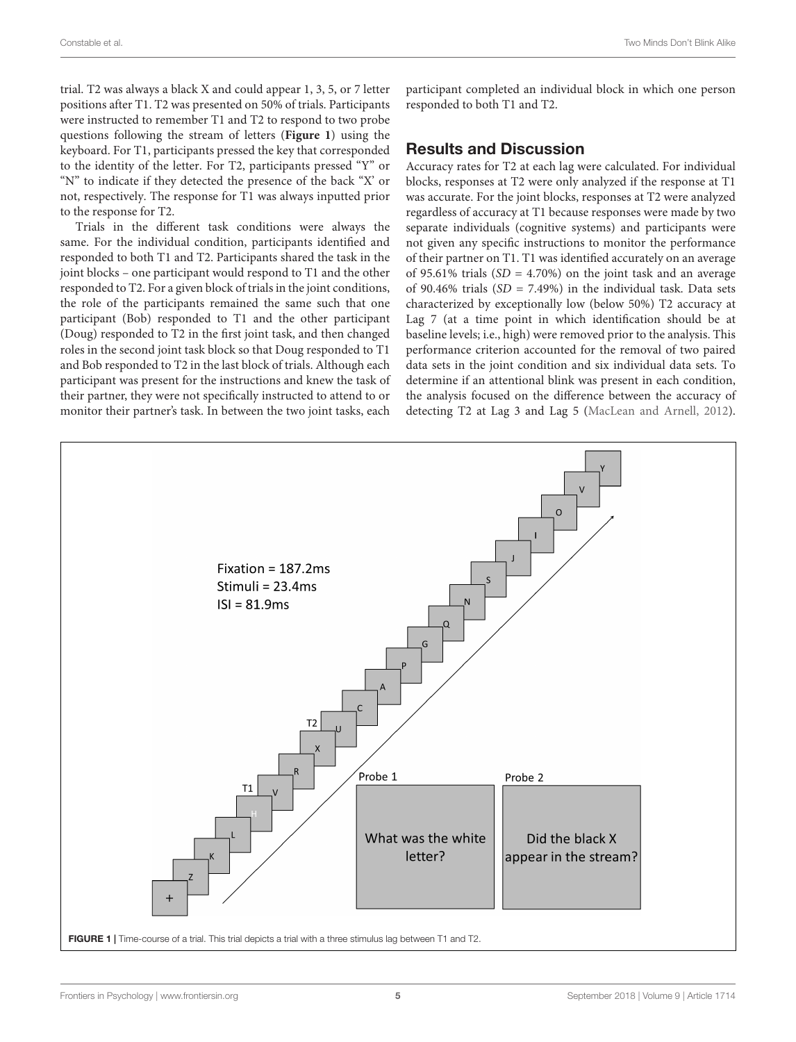trial. T2 was always a black X and could appear 1, 3, 5, or 7 letter positions after T1. T2 was presented on 50% of trials. Participants were instructed to remember T1 and T2 to respond to two probe questions following the stream of letters (**Figure 1**) using the keyboard. For T1, participants pressed the key that corresponded to the identity of the letter. For T2, participants pressed "Y" or "N" to indicate if they detected the presence of the back "X' or not, respectively. The response for T1 was always inputted prior to the response for T2.

Trials in the different task conditions were always the same. For the individual condition, participants identified and responded to both T1 and T2. Participants shared the task in the joint blocks – one participant would respond to T1 and the other responded to T2. For a given block of trials in the joint conditions, the role of the participants remained the same such that one participant (Bob) responded to T1 and the other participant (Doug) responded to T2 in the first joint task, and then changed roles in the second joint task block so that Doug responded to T1 and Bob responded to T2 in the last block of trials. Although each participant was present for the instructions and knew the task of their partner, they were not specifically instructed to attend to or monitor their partner's task. In between the two joint tasks, each participant completed an individual block in which one person responded to both T1 and T2.

## Results and Discussion

Accuracy rates for T2 at each lag were calculated. For individual blocks, responses at T2 were only analyzed if the response at T1 was accurate. For the joint blocks, responses at T2 were analyzed regardless of accuracy at T1 because responses were made by two separate individuals (cognitive systems) and participants were not given any specific instructions to monitor the performance of their partner on T1. T1 was identified accurately on an average of 95.61% trials (*SD* = 4.70%) on the joint task and an average of 90.46% trials (*SD* = 7.49%) in the individual task. Data sets characterized by exceptionally low (below 50%) T2 accuracy at Lag 7 (at a time point in which identification should be at baseline levels; i.e., high) were removed prior to the analysis. This performance criterion accounted for the removal of two paired data sets in the joint condition and six individual data sets. To determine if an attentional blink was present in each condition, the analysis focused on the difference between the accuracy of detecting T2 at Lag 3 and Lag 5 (MacLean and Arnell, 2012).

Fixation = 187.2ms
Stimuli = 23.4ms
ISI = 81.9ms

Probe 1: What was the white letter?

Probe 2: Did the black X appear in the stream?

**FIGURE 1** | Time-course of a trial. This trial depicts a trial with a three stimulus lag between T1 and T2.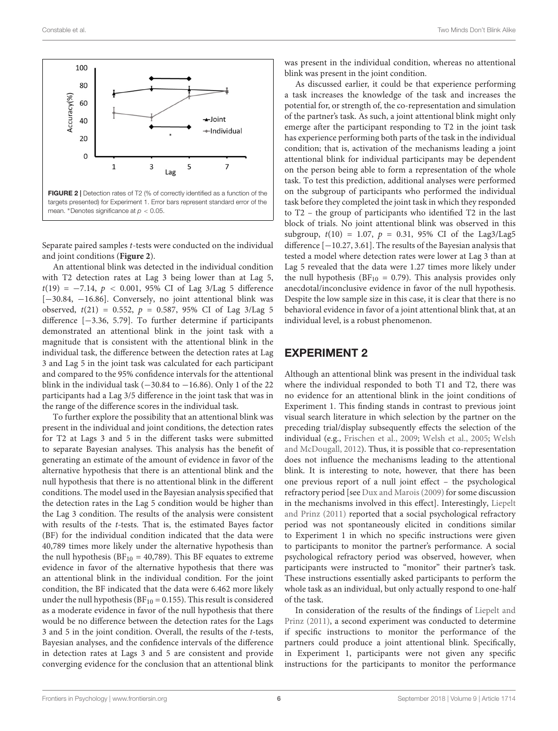FIGURE 2 | Detection rates of T2 (% of correctly identified as a function of the targets presented) for Experiment 1. Error bars represent standard error of the mean. *Denotes significance at $p < 0.05$.

Separate paired samples $t$-tests were conducted on the individual and joint conditions (**Figure 2**).

An attentional blink was detected in the individual condition with T2 detection rates at Lag 3 being lower than at Lag 5, $t(19) = -7.14$, $p < 0.001$, 95% CI of Lag 3/Lag 5 difference [−30.84, −16.86]. Conversely, no joint attentional blink was observed, $t(21) = 0.552$, $p = 0.587$, 95% CI of Lag 3/Lag 5 difference [−3.36, 5.79]. To further determine if participants demonstrated an attentional blink in the joint task with a magnitude that is consistent with the attentional blink in the individual task, the difference between the detection rates at Lag 3 and Lag 5 in the joint task was calculated for each participant and compared to the 95% confidence intervals for the attentional blink in the individual task (−30.84 to −16.86). Only 1 of the 22 participants had a Lag 3/5 difference in the joint task that was in the range of the difference scores in the individual task.

To further explore the possibility that an attentional blink was present in the individual and joint conditions, the detection rates for T2 at Lags 3 and 5 in the different tasks were submitted to separate Bayesian analyses. This analysis has the benefit of generating an estimate of the amount of evidence in favor of the alternative hypothesis that there is an attentional blink and the null hypothesis that there is no attentional blink in the different conditions. The model used in the Bayesian analysis specified that the detection rates in the Lag 5 condition would be higher than the Lag 3 condition. The results of the analysis were consistent with results of the $t$-tests. That is, the estimated Bayes factor (BF) for the individual condition indicated that the data were 40,789 times more likely under the alternative hypothesis than the null hypothesis ($BF_{10} = 40,789$). This BF equates to extreme evidence in favor of the alternative hypothesis that there was an attentional blink in the individual condition. For the joint condition, the BF indicated that the data were 6.462 more likely under the null hypothesis ($BF_{10} = 0.155$). This result is considered as a moderate evidence in favor of the null hypothesis that there would be no difference between the detection rates for the Lags 3 and 5 in the joint condition. Overall, the results of the $t$-tests, Bayesian analyses, and the confidence intervals of the difference in detection rates at Lags 3 and 5 are consistent and provide converging evidence for the conclusion that an attentional blink was present in the individual condition, whereas no attentional blink was present in the joint condition.

As discussed earlier, it could be that experience performing a task increases the knowledge of the task and increases the potential for, or strength of, the co-representation and simulation of the partner's task. As such, a joint attentional blink might only emerge after the participant responding to T2 in the joint task has experience performing both parts of the task in the individual condition; that is, activation of the mechanisms leading a joint attentional blink for individual participants may be dependent on the person being able to form a representation of the whole task. To test this prediction, additional analyses were performed on the subgroup of participants who performed the individual task before they completed the joint task in which they responded to T2 – the group of participants who identified T2 in the last block of trials. No joint attentional blink was observed in this subgroup, $t(10) = 1.07$, $p = 0.31$, 95% CI of the Lag3/Lag5 difference [−10.27, 3.61]. The results of the Bayesian analysis that tested a model where detection rates were lower at Lag 3 than at Lag 5 revealed that the data were 1.27 times more likely under the null hypothesis ($BF_{10} = 0.79$). This analysis provides only anecdotal/inconclusive evidence in favor of the null hypothesis. Despite the low sample size in this case, it is clear that there is no behavioral evidence in favor of a joint attentional blink that, at an individual level, is a robust phenomenon.

## EXPERIMENT 2

Although an attentional blink was present in the individual task where the individual responded to both T1 and T2, there was no evidence for an attentional blink in the joint conditions of Experiment 1. This finding stands in contrast to previous joint visual search literature in which selection by the partner on the preceding trial/display subsequently effects the selection of the individual (e.g., Frischen et al., 2009; Welsh et al., 2005; Welsh and McDougall, 2012). Thus, it is possible that co-representation does not influence the mechanisms leading to the attentional blink. It is interesting to note, however, that there has been one previous report of a null joint effect – the psychological refractory period [see Dux and Marois (2009) for some discussion in the mechanisms involved in this effect]. Interestingly, Liepelt and Prinz (2011) reported that a social psychological refractory period was not spontaneously elicited in conditions similar to Experiment 1 in which no specific instructions were given to participants to monitor the partner's performance. A social psychological refractory period was observed, however, when participants were instructed to "monitor" their partner's task. These instructions essentially asked participants to perform the whole task as an individual, but only actually respond to one-half of the task.

In consideration of the results of the findings of Liepelt and Prinz (2011), a second experiment was conducted to determine if specific instructions to monitor the performance of the partners could produce a joint attentional blink. Specifically, in Experiment 1, participants were not given any specific instructions for the participants to monitor the performance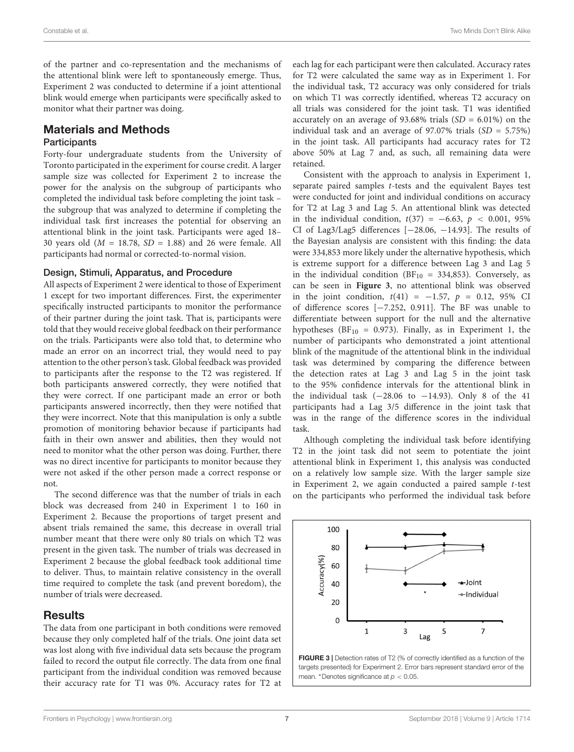of the partner and co-representation and the mechanisms of the attentional blink were left to spontaneously emerge. Thus, Experiment 2 was conducted to determine if a joint attentional blink would emerge when participants were specifically asked to monitor what their partner was doing.

## Materials and Methods

### Participants

Forty-four undergraduate students from the University of Toronto participated in the experiment for course credit. A larger sample size was collected for Experiment 2 to increase the power for the analysis on the subgroup of participants who completed the individual task before completing the joint task – the subgroup that was analyzed to determine if completing the individual task first increases the potential for observing an attentional blink in the joint task. Participants were aged 18–30 years old ($M$ = 18.78, $SD$ = 1.88) and 26 were female. All participants had normal or corrected-to-normal vision.

### Design, Stimuli, Apparatus, and Procedure

All aspects of Experiment 2 were identical to those of Experiment 1 except for two important differences. First, the experimenter specifically instructed participants to monitor the performance of their partner during the joint task. That is, participants were told that they would receive global feedback on their performance on the trials. Participants were also told that, to determine who made an error on an incorrect trial, they would need to pay attention to the other person's task. Global feedback was provided to participants after the response to the T2 was registered. If both participants answered correctly, they were notified that they were correct. If one participant made an error or both participants answered incorrectly, then they were notified that they were incorrect. Note that this manipulation is only a subtle promotion of monitoring behavior because if participants had faith in their own answer and abilities, then they would not need to monitor what the other person was doing. Further, there was no direct incentive for participants to monitor because they were not asked if the other person made a correct response or not.

The second difference was that the number of trials in each block was decreased from 240 in Experiment 1 to 160 in Experiment 2. Because the proportions of target present and absent trials remained the same, this decrease in overall trial number meant that there were only 80 trials on which T2 was present in the given task. The number of trials was decreased in Experiment 2 because the global feedback took additional time to deliver. Thus, to maintain relative consistency in the overall time required to complete the task (and prevent boredom), the number of trials were decreased.

## Results

The data from one participant in both conditions were removed because they only completed half of the trials. One joint data set was lost along with five individual data sets because the program failed to record the output file correctly. The data from one final participant from the individual condition was removed because their accuracy rate for T1 was 0%. Accuracy rates for T2 at each lag for each participant were then calculated. Accuracy rates for T2 were calculated the same way as in Experiment 1. For the individual task, T2 accuracy was only considered for trials on which T1 was correctly identified, whereas T2 accuracy on all trials was considered for the joint task. T1 was identified accurately on an average of 93.68% trials ($SD$ = 6.01%) on the individual task and an average of 97.07% trials ($SD$ = 5.75%) in the joint task. All participants had accuracy rates for T2 above 50% at Lag 7 and, as such, all remaining data were retained.

Consistent with the approach to analysis in Experiment 1, separate paired samples $t$-tests and the equivalent Bayes test were conducted for joint and individual conditions on accuracy for T2 at Lag 3 and Lag 5. An attentional blink was detected in the individual condition, $t(37) = -6.63$, $p < 0.001$, 95% CI of Lag3/Lag5 differences [−28.06, −14.93]. The results of the Bayesian analysis are consistent with this finding: the data were 334,853 more likely under the alternative hypothesis, which is extreme support for a difference between Lag 3 and Lag 5 in the individual condition ($BF_{10}$ = 334,853). Conversely, as can be seen in **Figure 3**, no attentional blink was observed in the joint condition, $t(41) = -1.57$, $p = 0.12$, 95% CI of difference scores [−7.252, 0.911]. The BF was unable to differentiate between support for the null and the alternative hypotheses ($BF_{10}$ = 0.973). Finally, as in Experiment 1, the number of participants who demonstrated a joint attentional blink of the magnitude of the attentional blink in the individual task was determined by comparing the difference between the detection rates at Lag 3 and Lag 5 in the joint task to the 95% confidence intervals for the attentional blink in the individual task (−28.06 to −14.93). Only 8 of the 41 participants had a Lag 3/5 difference in the joint task that was in the range of the difference scores in the individual task.

Although completing the individual task before identifying T2 in the joint task did not seem to potentiate the joint attentional blink in Experiment 1, this analysis was conducted on a relatively low sample size. With the larger sample size in Experiment 2, we again conducted a paired sample $t$-test on the participants who performed the individual task before

**FIGURE 3 |** Detection rates of T2 (% of correctly identified as a function of the targets presented) for Experiment 2. Error bars represent standard error of the mean. *Denotes significance at $p < 0.05$.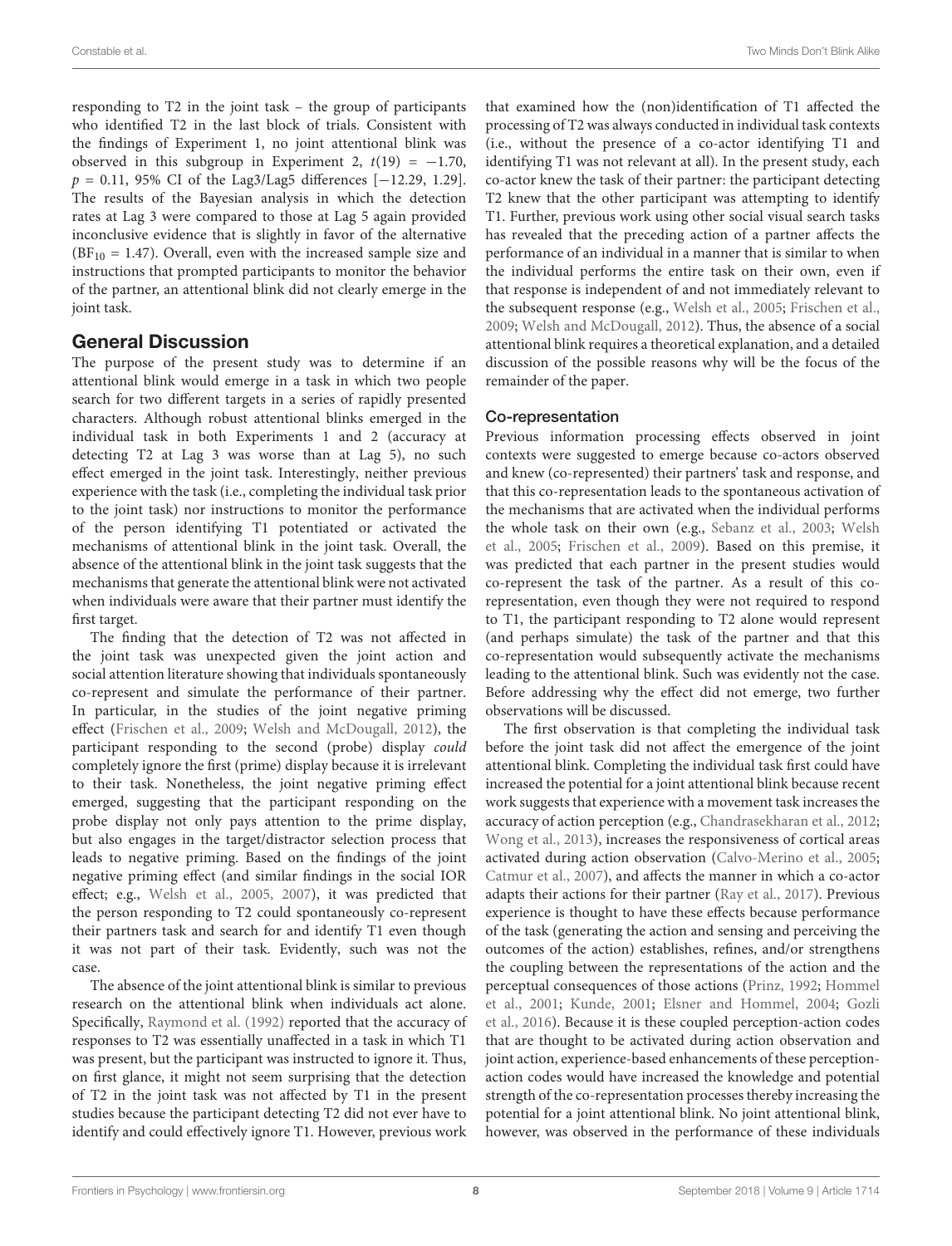responding to T2 in the joint task – the group of participants who identified T2 in the last block of trials. Consistent with the findings of Experiment 1, no joint attentional blink was observed in this subgroup in Experiment 2, $t(19) = -1.70$, $p = 0.11$, 95% CI of the Lag3/Lag5 differences [−12.29, 1.29]. The results of the Bayesian analysis in which the detection rates at Lag 3 were compared to those at Lag 5 again provided inconclusive evidence that is slightly in favor of the alternative ($BF_{10} = 1.47$). Overall, even with the increased sample size and instructions that prompted participants to monitor the behavior of the partner, an attentional blink did not clearly emerge in the joint task.

## General Discussion

The purpose of the present study was to determine if an attentional blink would emerge in a task in which two people search for two different targets in a series of rapidly presented characters. Although robust attentional blinks emerged in the individual task in both Experiments 1 and 2 (accuracy at detecting T2 at Lag 3 was worse than at Lag 5), no such effect emerged in the joint task. Interestingly, neither previous experience with the task (i.e., completing the individual task prior to the joint task) nor instructions to monitor the performance of the person identifying T1 potentiated or activated the mechanisms of attentional blink in the joint task. Overall, the absence of the attentional blink in the joint task suggests that the mechanisms that generate the attentional blink were not activated when individuals were aware that their partner must identify the first target.

The finding that the detection of T2 was not affected in the joint task was unexpected given the joint action and social attention literature showing that individuals spontaneously co-represent and simulate the performance of their partner. In particular, in the studies of the joint negative priming effect (Frischen et al., 2009; Welsh and McDougall, 2012), the participant responding to the second (probe) display *could* completely ignore the first (prime) display because it is irrelevant to their task. Nonetheless, the joint negative priming effect emerged, suggesting that the participant responding on the probe display not only pays attention to the prime display, but also engages in the target/distractor selection process that leads to negative priming. Based on the findings of the joint negative priming effect (and similar findings in the social IOR effect; e.g., Welsh et al., 2005, 2007), it was predicted that the person responding to T2 could spontaneously co-represent their partners task and search for and identify T1 even though it was not part of their task. Evidently, such was not the case.

The absence of the joint attentional blink is similar to previous research on the attentional blink when individuals act alone. Specifically, Raymond et al. (1992) reported that the accuracy of responses to T2 was essentially unaffected in a task in which T1 was present, but the participant was instructed to ignore it. Thus, on first glance, it might not seem surprising that the detection of T2 in the joint task was not affected by T1 in the present studies because the participant detecting T2 did not ever have to identify and could effectively ignore T1. However, previous work that examined how the (non)identification of T1 affected the processing of T2 was always conducted in individual task contexts (i.e., without the presence of a co-actor identifying T1 and identifying T1 was not relevant at all). In the present study, each co-actor knew the task of their partner: the participant detecting T2 knew that the other participant was attempting to identify T1. Further, previous work using other social visual search tasks has revealed that the preceding action of a partner affects the performance of an individual in a manner that is similar to when the individual performs the entire task on their own, even if that response is independent of and not immediately relevant to the subsequent response (e.g., Welsh et al., 2005; Frischen et al., 2009; Welsh and McDougall, 2012). Thus, the absence of a social attentional blink requires a theoretical explanation, and a detailed discussion of the possible reasons why will be the focus of the remainder of the paper.

### Co-representation

Previous information processing effects observed in joint contexts were suggested to emerge because co-actors observed and knew (co-represented) their partners' task and response, and that this co-representation leads to the spontaneous activation of the mechanisms that are activated when the individual performs the whole task on their own (e.g., Sebanz et al., 2003; Welsh et al., 2005; Frischen et al., 2009). Based on this premise, it was predicted that each partner in the present studies would co-represent the task of the partner. As a result of this co-representation, even though they were not required to respond to T1, the participant responding to T2 alone would represent (and perhaps simulate) the task of the partner and that this co-representation would subsequently activate the mechanisms leading to the attentional blink. Such was evidently not the case. Before addressing why the effect did not emerge, two further observations will be discussed.

The first observation is that completing the individual task before the joint task did not affect the emergence of the joint attentional blink. Completing the individual task first could have increased the potential for a joint attentional blink because recent work suggests that experience with a movement task increases the accuracy of action perception (e.g., Chandrasekharan et al., 2012; Wong et al., 2013), increases the responsiveness of cortical areas activated during action observation (Calvo-Merino et al., 2005; Catmur et al., 2007), and affects the manner in which a co-actor adapts their actions for their partner (Ray et al., 2017). Previous experience is thought to have these effects because performance of the task (generating the action and sensing and perceiving the outcomes of the action) establishes, refines, and/or strengthens the coupling between the representations of the action and the perceptual consequences of those actions (Prinz, 1992; Hommel et al., 2001; Kunde, 2001; Elsner and Hommel, 2004; Gozli et al., 2016). Because it is these coupled perception-action codes that are thought to be activated during action observation and joint action, experience-based enhancements of these perception-action codes would have increased the knowledge and potential strength of the co-representation processes thereby increasing the potential for a joint attentional blink. No joint attentional blink, however, was observed in the performance of these individuals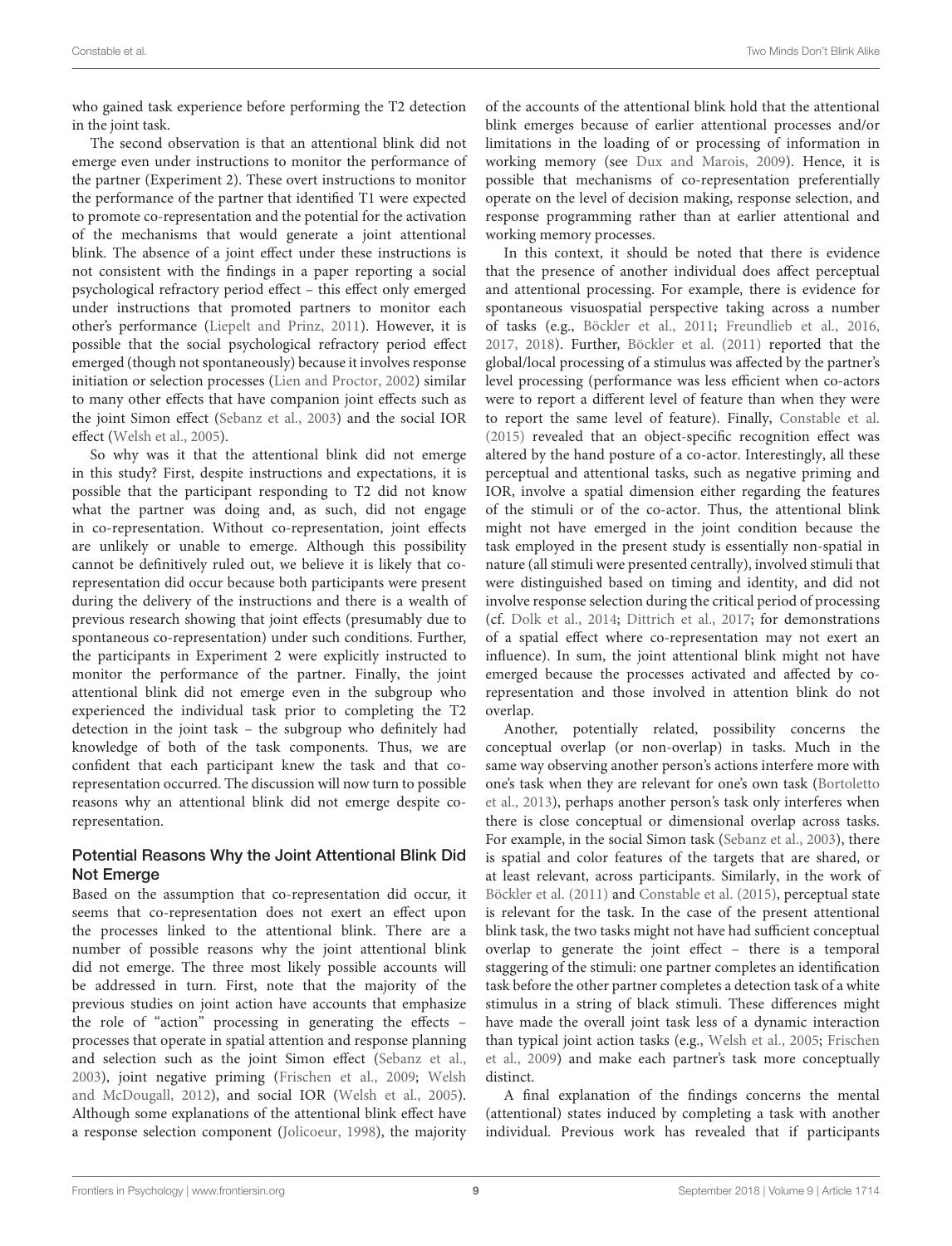who gained task experience before performing the T2 detection in the joint task.

The second observation is that an attentional blink did not emerge even under instructions to monitor the performance of the partner (Experiment 2). These overt instructions to monitor the performance of the partner that identified T1 were expected to promote co-representation and the potential for the activation of the mechanisms that would generate a joint attentional blink. The absence of a joint effect under these instructions is not consistent with the findings in a paper reporting a social psychological refractory period effect – this effect only emerged under instructions that promoted partners to monitor each other's performance (Liepelt and Prinz, 2011). However, it is possible that the social psychological refractory period effect emerged (though not spontaneously) because it involves response initiation or selection processes (Lien and Proctor, 2002) similar to many other effects that have companion joint effects such as the joint Simon effect (Sebanz et al., 2003) and the social IOR effect (Welsh et al., 2005).

So why was it that the attentional blink did not emerge in this study? First, despite instructions and expectations, it is possible that the participant responding to T2 did not know what the partner was doing and, as such, did not engage in co-representation. Without co-representation, joint effects are unlikely or unable to emerge. Although this possibility cannot be definitively ruled out, we believe it is likely that co-representation did occur because both participants were present during the delivery of the instructions and there is a wealth of previous research showing that joint effects (presumably due to spontaneous co-representation) under such conditions. Further, the participants in Experiment 2 were explicitly instructed to monitor the performance of the partner. Finally, the joint attentional blink did not emerge even in the subgroup who experienced the individual task prior to completing the T2 detection in the joint task – the subgroup who definitely had knowledge of both of the task components. Thus, we are confident that each participant knew the task and that co-representation occurred. The discussion will now turn to possible reasons why an attentional blink did not emerge despite co-representation.

### Potential Reasons Why the Joint Attentional Blink Did Not Emerge

Based on the assumption that co-representation did occur, it seems that co-representation does not exert an effect upon the processes linked to the attentional blink. There are a number of possible reasons why the joint attentional blink did not emerge. The three most likely possible accounts will be addressed in turn. First, note that the majority of the previous studies on joint action have accounts that emphasize the role of "action" processing in generating the effects – processes that operate in spatial attention and response planning and selection such as the joint Simon effect (Sebanz et al., 2003), joint negative priming (Frischen et al., 2009; Welsh and McDougall, 2012), and social IOR (Welsh et al., 2005). Although some explanations of the attentional blink effect have a response selection component (Jolicoeur, 1998), the majority of the accounts of the attentional blink hold that the attentional blink emerges because of earlier attentional processes and/or limitations in the loading of or processing of information in working memory (see Dux and Marois, 2009). Hence, it is possible that mechanisms of co-representation preferentially operate on the level of decision making, response selection, and response programming rather than at earlier attentional and working memory processes.

In this context, it should be noted that there is evidence that the presence of another individual does affect perceptual and attentional processing. For example, there is evidence for spontaneous visuospatial perspective taking across a number of tasks (e.g., Böckler et al., 2011; Freundlieb et al., 2016, 2017, 2018). Further, Böckler et al. (2011) reported that the global/local processing of a stimulus was affected by the partner's level processing (performance was less efficient when co-actors were to report a different level of feature than when they were to report the same level of feature). Finally, Constable et al. (2015) revealed that an object-specific recognition effect was altered by the hand posture of a co-actor. Interestingly, all these perceptual and attentional tasks, such as negative priming and IOR, involve a spatial dimension either regarding the features of the stimuli or of the co-actor. Thus, the attentional blink might not have emerged in the joint condition because the task employed in the present study is essentially non-spatial in nature (all stimuli were presented centrally), involved stimuli that were distinguished based on timing and identity, and did not involve response selection during the critical period of processing (cf. Dolk et al., 2014; Dittrich et al., 2017; for demonstrations of a spatial effect where co-representation may not exert an influence). In sum, the joint attentional blink might not have emerged because the processes activated and affected by co-representation and those involved in attention blink do not overlap.

Another, potentially related, possibility concerns the conceptual overlap (or non-overlap) in tasks. Much in the same way observing another person's actions interfere more with one's task when they are relevant for one's own task (Bortoletto et al., 2013), perhaps another person's task only interferes when there is close conceptual or dimensional overlap across tasks. For example, in the social Simon task (Sebanz et al., 2003), there is spatial and color features of the targets that are shared, or at least relevant, across participants. Similarly, in the work of Böckler et al. (2011) and Constable et al. (2015), perceptual state is relevant for the task. In the case of the present attentional blink task, the two tasks might not have had sufficient conceptual overlap to generate the joint effect – there is a temporal staggering of the stimuli: one partner completes an identification task before the other partner completes a detection task of a white stimulus in a string of black stimuli. These differences might have made the overall joint task less of a dynamic interaction than typical joint action tasks (e.g., Welsh et al., 2005; Frischen et al., 2009) and make each partner's task more conceptually distinct.

A final explanation of the findings concerns the mental (attentional) states induced by completing a task with another individual. Previous work has revealed that if participants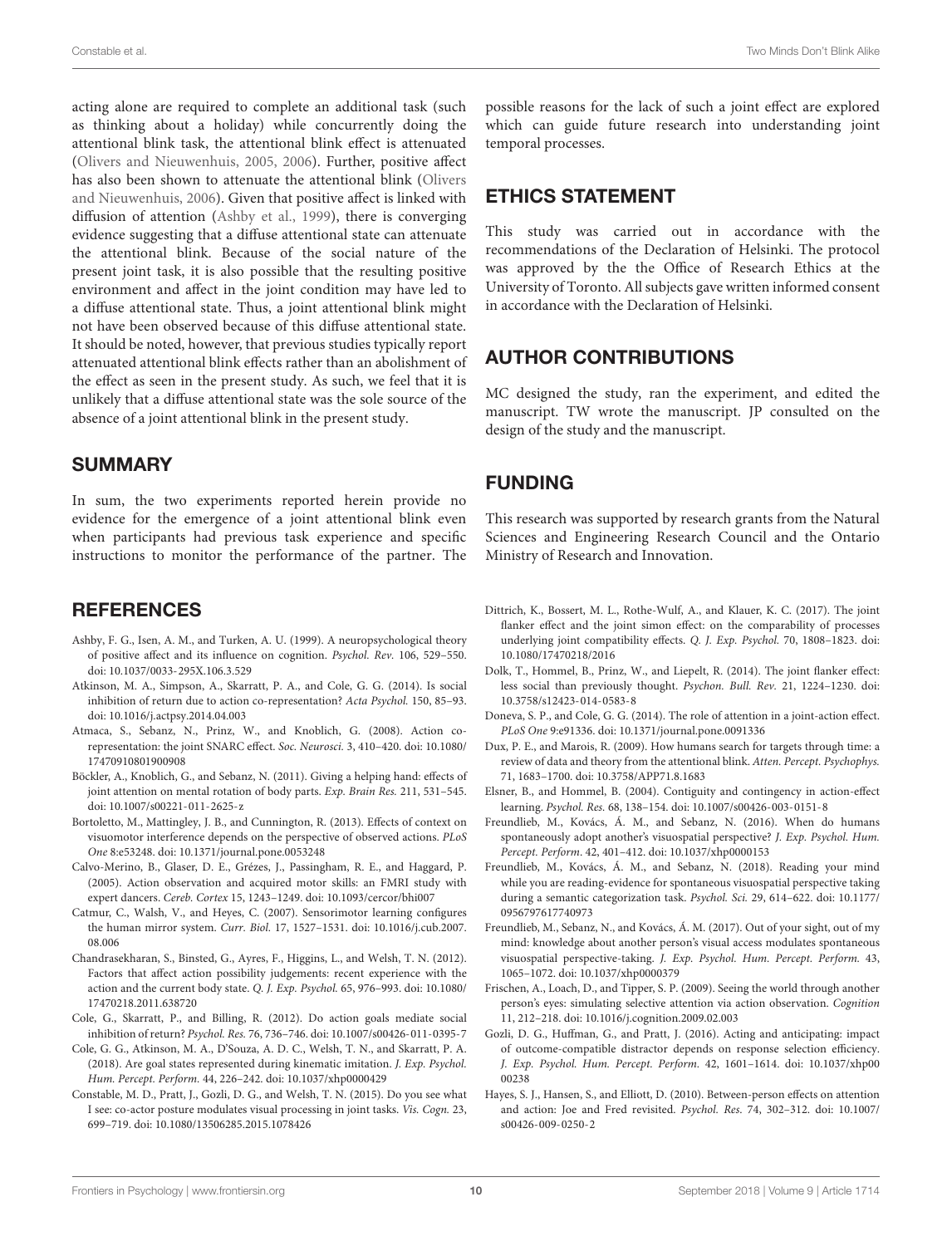acting alone are required to complete an additional task (such as thinking about a holiday) while concurrently doing the attentional blink task, the attentional blink effect is attenuated (Olivers and Nieuwenhuis, 2005, 2006). Further, positive affect has also been shown to attenuate the attentional blink (Olivers and Nieuwenhuis, 2006). Given that positive affect is linked with diffusion of attention (Ashby et al., 1999), there is converging evidence suggesting that a diffuse attentional state can attenuate the attentional blink. Because of the social nature of the present joint task, it is also possible that the resulting positive environment and affect in the joint condition may have led to a diffuse attentional state. Thus, a joint attentional blink might not have been observed because of this diffuse attentional state. It should be noted, however, that previous studies typically report attenuated attentional blink effects rather than an abolishment of the effect as seen in the present study. As such, we feel that it is unlikely that a diffuse attentional state was the sole source of the absence of a joint attentional blink in the present study.

## SUMMARY

In sum, the two experiments reported herein provide no evidence for the emergence of a joint attentional blink even when participants had previous task experience and specific instructions to monitor the performance of the partner. The possible reasons for the lack of such a joint effect are explored which can guide future research into understanding joint temporal processes.

## ETHICS STATEMENT

This study was carried out in accordance with the recommendations of the Declaration of Helsinki. The protocol was approved by the the Office of Research Ethics at the University of Toronto. All subjects gave written informed consent in accordance with the Declaration of Helsinki.

## AUTHOR CONTRIBUTIONS

MC designed the study, ran the experiment, and edited the manuscript. TW wrote the manuscript. JP consulted on the design of the study and the manuscript.

## FUNDING

This research was supported by research grants from the Natural Sciences and Engineering Research Council and the Ontario Ministry of Research and Innovation.

## REFERENCES

Ashby, F. G., Isen, A. M., and Turken, A. U. (1999). A neuropsychological theory of positive affect and its influence on cognition. *Psychol. Rev.* 106, 529–550. doi: 10.1037/0033-295X.106.3.529

Atkinson, M. A., Simpson, A., Skarratt, P. A., and Cole, G. G. (2014). Is social inhibition of return due to action co-representation? *Acta Psychol.* 150, 85–93. doi: 10.1016/j.actpsy.2014.04.003

Atmaca, S., Sebanz, N., Prinz, W., and Knoblich, G. (2008). Action co-representation: the joint SNARC effect. *Soc. Neurosci.* 3, 410–420. doi: 10.1080/17470910801900908

Böckler, A., Knoblich, G., and Sebanz, N. (2011). Giving a helping hand: effects of joint attention on mental rotation of body parts. *Exp. Brain Res.* 211, 531–545. doi: 10.1007/s00221-011-2625-z

Bortoletto, M., Mattingley, J. B., and Cunnington, R. (2013). Effects of context on visuomotor interference depends on the perspective of observed actions. *PLoS One* 8:e53248. doi: 10.1371/journal.pone.0053248

Calvo-Merino, B., Glaser, D. E., Grézes, J., Passingham, R. E., and Haggard, P. (2005). Action observation and acquired motor skills: an FMRI study with expert dancers. *Cereb. Cortex* 15, 1243–1249. doi: 10.1093/cercor/bhi007

Catmur, C., Walsh, V., and Heyes, C. (2007). Sensorimotor learning configures the human mirror system. *Curr. Biol.* 17, 1527–1531. doi: 10.1016/j.cub.2007.08.006

Chandrasekharan, S., Binsted, G., Ayres, F., Higgins, L., and Welsh, T. N. (2012). Factors that affect action possibility judgements: recent experience with the action and the current body state. *Q. J. Exp. Psychol.* 65, 976–993. doi: 10.1080/17470218.2011.638720

Cole, G., Skarratt, P., and Billing, R. (2012). Do action goals mediate social inhibition of return? *Psychol. Res.* 76, 736–746. doi: 10.1007/s00426-011-0395-7

Cole, G. G., Atkinson, M. A., D'Souza, A. D. C., Welsh, T. N., and Skarratt, P. A. (2018). Are goal states represented during kinematic imitation. *J. Exp. Psychol. Hum. Percept. Perform.* 44, 226–242. doi: 10.1037/xhp0000429

Constable, M. D., Pratt, J., Gozli, D. G., and Welsh, T. N. (2015). Do you see what I see: co-actor posture modulates visual processing in joint tasks. *Vis. Cogn.* 23, 699–719. doi: 10.1080/13506285.2015.1078426

Dittrich, K., Bossert, M. L., Rothe-Wulf, A., and Klauer, K. C. (2017). The joint flanker effect and the joint simon effect: on the comparability of processes underlying joint compatibility effects. *Q. J. Exp. Psychol.* 70, 1808–1823. doi: 10.1080/17470218/2016

Dolk, T., Hommel, B., Prinz, W., and Liepelt, R. (2014). The joint flanker effect: less social than previously thought. *Psychon. Bull. Rev.* 21, 1224–1230. doi: 10.3758/s12423-014-0583-8

Doneva, S. P., and Cole, G. G. (2014). The role of attention in a joint-action effect. *PLoS One* 9:e91336. doi: 10.1371/journal.pone.0091336

Dux, P. E., and Marois, R. (2009). How humans search for targets through time: a review of data and theory from the attentional blink. *Atten. Percept. Psychophys.* 71, 1683–1700. doi: 10.3758/APP71.8.1683

Elsner, B., and Hommel, B. (2004). Contiguity and contingency in action-effect learning. *Psychol. Res.* 68, 138–154. doi: 10.1007/s00426-003-0151-8

Freundlieb, M., Kovács, Á. M., and Sebanz, N. (2016). When do humans spontaneously adopt another's visuospatial perspective? *J. Exp. Psychol. Hum. Percept. Perform.* 42, 401–412. doi: 10.1037/xhp0000153

Freundlieb, M., Kovács, Á. M., and Sebanz, N. (2018). Reading your mind while you are reading-evidence for spontaneous visuospatial perspective taking during a semantic categorization task. *Psychol. Sci.* 29, 614–622. doi: 10.1177/0956797617740973

Freundlieb, M., Sebanz, N., and Kovács, Á. M. (2017). Out of your sight, out of my mind: knowledge about another person's visual access modulates spontaneous visuospatial perspective-taking. *J. Exp. Psychol. Hum. Percept. Perform.* 43, 1065–1072. doi: 10.1037/xhp0000379

Frischen, A., Loach, D., and Tipper, S. P. (2009). Seeing the world through another person's eyes: simulating selective attention via action observation. *Cognition* 11, 212–218. doi: 10.1016/j.cognition.2009.02.003

Gozli, D. G., Huffman, G., and Pratt, J. (2016). Acting and anticipating: impact of outcome-compatible distractor depends on response selection efficiency. *J. Exp. Psychol. Hum. Percept. Perform.* 42, 1601–1614. doi: 10.1037/xhp0000238

Hayes, S. J., Hansen, S., and Elliott, D. (2010). Between-person effects on attention and action: Joe and Fred revisited. *Psychol. Res.* 74, 302–312. doi: 10.1007/s00426-009-0250-2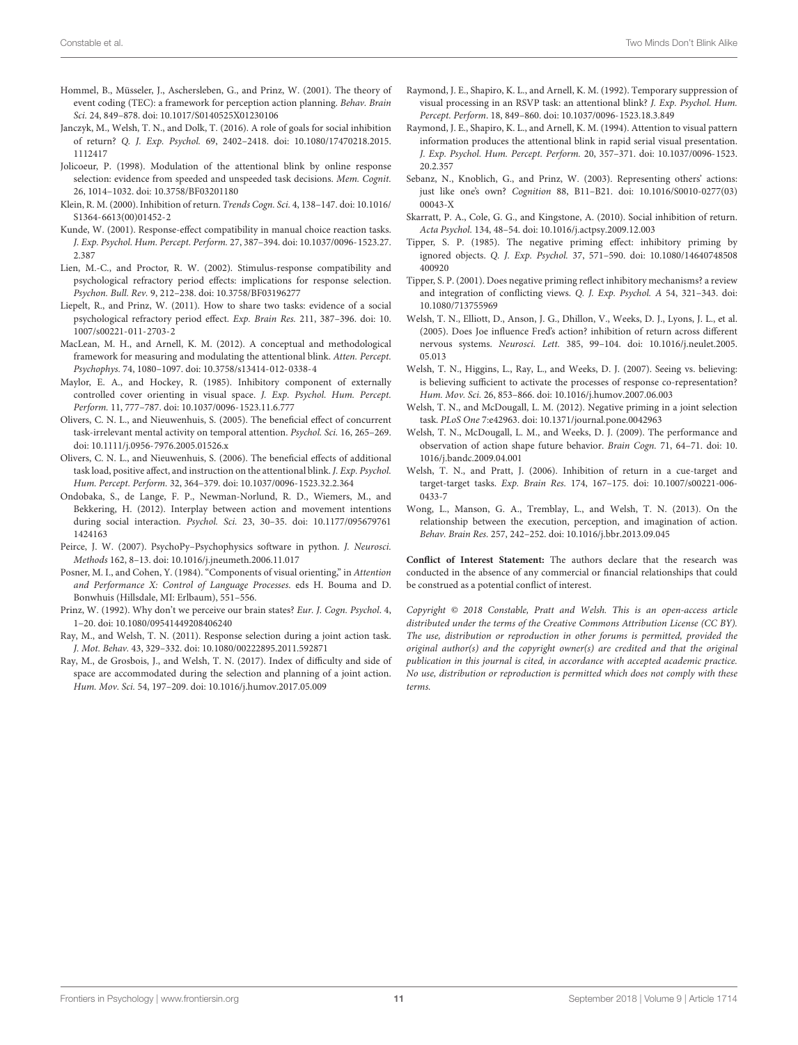Hommel, B., Müsseler, J., Aschersleben, G., and Prinz, W. (2001). The theory of event coding (TEC): a framework for perception action planning. *Behav. Brain Sci.* 24, 849–878. doi: 10.1017/S0140525X01230106

Janczyk, M., Welsh, T. N., and Dolk, T. (2016). A role of goals for social inhibition of return? *Q. J. Exp. Psychol.* 69, 2402–2418. doi: 10.1080/17470218.2015.1112417

Jolicoeur, P. (1998). Modulation of the attentional blink by online response selection: evidence from speeded and unspeeded task decisions. *Mem. Cognit.* 26, 1014–1032. doi: 10.3758/BF03201180

Klein, R. M. (2000). Inhibition of return. *Trends Cogn. Sci.* 4, 138–147. doi: 10.1016/S1364-6613(00)01452-2

Kunde, W. (2001). Response-effect compatibility in manual choice reaction tasks. *J. Exp. Psychol. Hum. Percept. Perform.* 27, 387–394. doi: 10.1037/0096-1523.27.2.387

Lien, M.-C., and Proctor, R. W. (2002). Stimulus-response compatibility and psychological refractory period effects: implications for response selection. *Psychon. Bull. Rev.* 9, 212–238. doi: 10.3758/BF03196277

Liepelt, R., and Prinz, W. (2011). How to share two tasks: evidence of a social psychological refractory period effect. *Exp. Brain Res.* 211, 387–396. doi: 10.1007/s00221-011-2703-2

MacLean, M. H., and Arnell, K. M. (2012). A conceptual and methodological framework for measuring and modulating the attentional blink. *Atten. Percept. Psychophys.* 74, 1080–1097. doi: 10.3758/s13414-012-0338-4

Maylor, E. A., and Hockey, R. (1985). Inhibitory component of externally controlled cover orienting in visual space. *J. Exp. Psychol. Hum. Percept. Perform.* 11, 777–787. doi: 10.1037/0096-1523.11.6.777

Olivers, C. N. L., and Nieuwenhuis, S. (2005). The beneficial effect of concurrent task-irrelevant mental activity on temporal attention. *Psychol. Sci.* 16, 265–269. doi: 10.1111/j.0956-7976.2005.01526.x

Olivers, C. N. L., and Nieuwenhuis, S. (2006). The beneficial effects of additional task load, positive affect, and instruction on the attentional blink. *J. Exp. Psychol. Hum. Percept. Perform.* 32, 364–379. doi: 10.1037/0096-1523.32.2.364

Ondobaka, S., de Lange, F. P., Newman-Norlund, R. D., Wiemers, M., and Bekkering, H. (2012). Interplay between action and movement intentions during social interaction. *Psychol. Sci.* 23, 30–35. doi: 10.1177/0956797611424163

Peirce, J. W. (2007). PsychoPy–Psychophysics software in python. *J. Neurosci. Methods* 162, 8–13. doi: 10.1016/j.jneumeth.2006.11.017

Posner, M. I., and Cohen, Y. (1984). "Components of visual orienting," in *Attention and Performance X: Control of Language Processes*. eds H. Bouma and D. Bonwhuis (Hillsdale, MI: Erlbaum), 551–556.

Prinz, W. (1992). Why don't we perceive our brain states? *Eur. J. Cogn. Psychol*. 4, 1–20. doi: 10.1080/09541449208406240

Ray, M., and Welsh, T. N. (2011). Response selection during a joint action task. *J. Mot. Behav.* 43, 329–332. doi: 10.1080/00222895.2011.592871

Ray, M., de Grosbois, J., and Welsh, T. N. (2017). Index of difficulty and side of space are accommodated during the selection and planning of a joint action. *Hum. Mov. Sci.* 54, 197–209. doi: 10.1016/j.humov.2017.05.009

Raymond, J. E., Shapiro, K. L., and Arnell, K. M. (1992). Temporary suppression of visual processing in an RSVP task: an attentional blink? *J. Exp. Psychol. Hum. Percept. Perform*. 18, 849–860. doi: 10.1037/0096-1523.18.3.849

Raymond, J. E., Shapiro, K. L., and Arnell, K. M. (1994). Attention to visual pattern information produces the attentional blink in rapid serial visual presentation. *J. Exp. Psychol. Hum. Percept. Perform.* 20, 357–371. doi: 10.1037/0096-1523.20.2.357

Sebanz, N., Knoblich, G., and Prinz, W. (2003). Representing others' actions: just like one's own? *Cognition* 88, B11–B21. doi: 10.1016/S0010-0277(03)00043-X

Skarratt, P. A., Cole, G. G., and Kingstone, A. (2010). Social inhibition of return. *Acta Psychol.* 134, 48–54. doi: 10.1016/j.actpsy.2009.12.003

Tipper, S. P. (1985). The negative priming effect: inhibitory priming by ignored objects. *Q. J. Exp. Psychol.* 37, 571–590. doi: 10.1080/14640748508400920

Tipper, S. P. (2001). Does negative priming reflect inhibitory mechanisms? a review and integration of conflicting views. *Q. J. Exp. Psychol. A* 54, 321–343. doi: 10.1080/713755969

Welsh, T. N., Elliott, D., Anson, J. G., Dhillon, V., Weeks, D. J., Lyons, J. L., et al. (2005). Does Joe influence Fred's action? inhibition of return across different nervous systems. *Neurosci. Lett.* 385, 99–104. doi: 10.1016/j.neulet.2005.05.013

Welsh, T. N., Higgins, L., Ray, L., and Weeks, D. J. (2007). Seeing vs. believing: is believing sufficient to activate the processes of response co-representation? *Hum. Mov. Sci.* 26, 853–866. doi: 10.1016/j.humov.2007.06.003

Welsh, T. N., and McDougall, L. M. (2012). Negative priming in a joint selection task. *PLoS One* 7:e42963. doi: 10.1371/journal.pone.0042963

Welsh, T. N., McDougall, L. M., and Weeks, D. J. (2009). The performance and observation of action shape future behavior. *Brain Cogn.* 71, 64–71. doi: 10.1016/j.bandc.2009.04.001

Welsh, T. N., and Pratt, J. (2006). Inhibition of return in a cue-target and target-target tasks. *Exp. Brain Res.* 174, 167–175. doi: 10.1007/s00221-006-0433-7

Wong, L., Manson, G. A., Tremblay, L., and Welsh, T. N. (2013). On the relationship between the execution, perception, and imagination of action. *Behav. Brain Res.* 257, 242–252. doi: 10.1016/j.bbr.2013.09.045

**Conflict of Interest Statement:** The authors declare that the research was conducted in the absence of any commercial or financial relationships that could be construed as a potential conflict of interest.

*Copyright © 2018 Constable, Pratt and Welsh. This is an open-access article distributed under the terms of the Creative Commons Attribution License (CC BY). The use, distribution or reproduction in other forums is permitted, provided the original author(s) and the copyright owner(s) are credited and that the original publication in this journal is cited, in accordance with accepted academic practice. No use, distribution or reproduction is permitted which does not comply with these terms.*